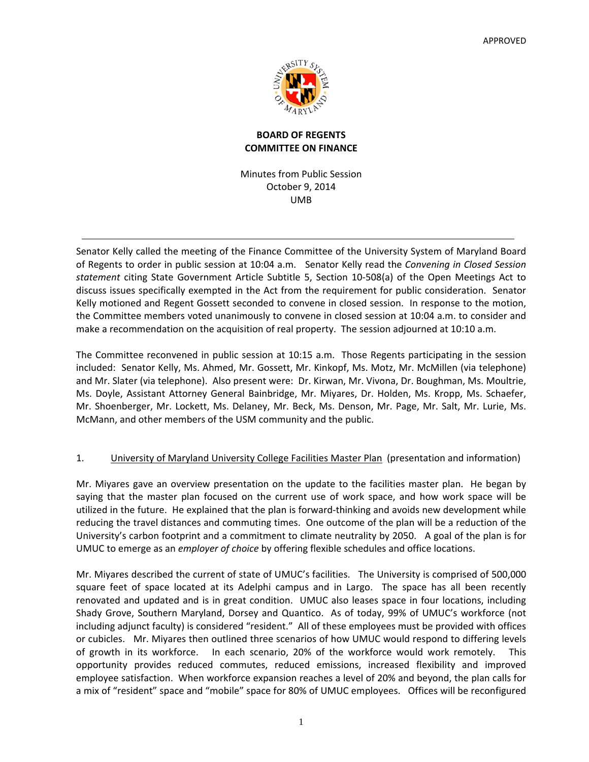APPROVED

**BOARD OF REGENTS**
**COMMITTEE ON FINANCE**

Minutes from Public Session
October 9, 2014
UMB

---

Senator Kelly called the meeting of the Finance Committee of the University System of Maryland Board of Regents to order in public session at 10:04 a.m. Senator Kelly read the *Convening in Closed Session statement* citing State Government Article Subtitle 5, Section 10-508(a) of the Open Meetings Act to discuss issues specifically exempted in the Act from the requirement for public consideration. Senator Kelly motioned and Regent Gossett seconded to convene in closed session. In response to the motion, the Committee members voted unanimously to convene in closed session at 10:04 a.m. to consider and make a recommendation on the acquisition of real property. The session adjourned at 10:10 a.m.

The Committee reconvened in public session at 10:15 a.m. Those Regents participating in the session included: Senator Kelly, Ms. Ahmed, Mr. Gossett, Mr. Kinkopf, Ms. Motz, Mr. McMillen (via telephone) and Mr. Slater (via telephone). Also present were: Dr. Kirwan, Mr. Vivona, Dr. Boughman, Ms. Moultrie, Ms. Doyle, Assistant Attorney General Bainbridge, Mr. Miyares, Dr. Holden, Ms. Kropp, Ms. Schaefer, Mr. Shoenberger, Mr. Lockett, Ms. Delaney, Mr. Beck, Ms. Denson, Mr. Page, Mr. Salt, Mr. Lurie, Ms. McMann, and other members of the USM community and the public.

1. University of Maryland University College Facilities Master Plan (presentation and information)

Mr. Miyares gave an overview presentation on the update to the facilities master plan. He began by saying that the master plan focused on the current use of work space, and how work space will be utilized in the future. He explained that the plan is forward-thinking and avoids new development while reducing the travel distances and commuting times. One outcome of the plan will be a reduction of the University's carbon footprint and a commitment to climate neutrality by 2050. A goal of the plan is for UMUC to emerge as an *employer of choice* by offering flexible schedules and office locations.

Mr. Miyares described the current of state of UMUC's facilities. The University is comprised of 500,000 square feet of space located at its Adelphi campus and in Largo. The space has all been recently renovated and updated and is in great condition. UMUC also leases space in four locations, including Shady Grove, Southern Maryland, Dorsey and Quantico. As of today, 99% of UMUC's workforce (not including adjunct faculty) is considered "resident." All of these employees must be provided with offices or cubicles. Mr. Miyares then outlined three scenarios of how UMUC would respond to differing levels of growth in its workforce. In each scenario, 20% of the workforce would work remotely. This opportunity provides reduced commutes, reduced emissions, increased flexibility and improved employee satisfaction. When workforce expansion reaches a level of 20% and beyond, the plan calls for a mix of "resident" space and "mobile" space for 80% of UMUC employees. Offices will be reconfigured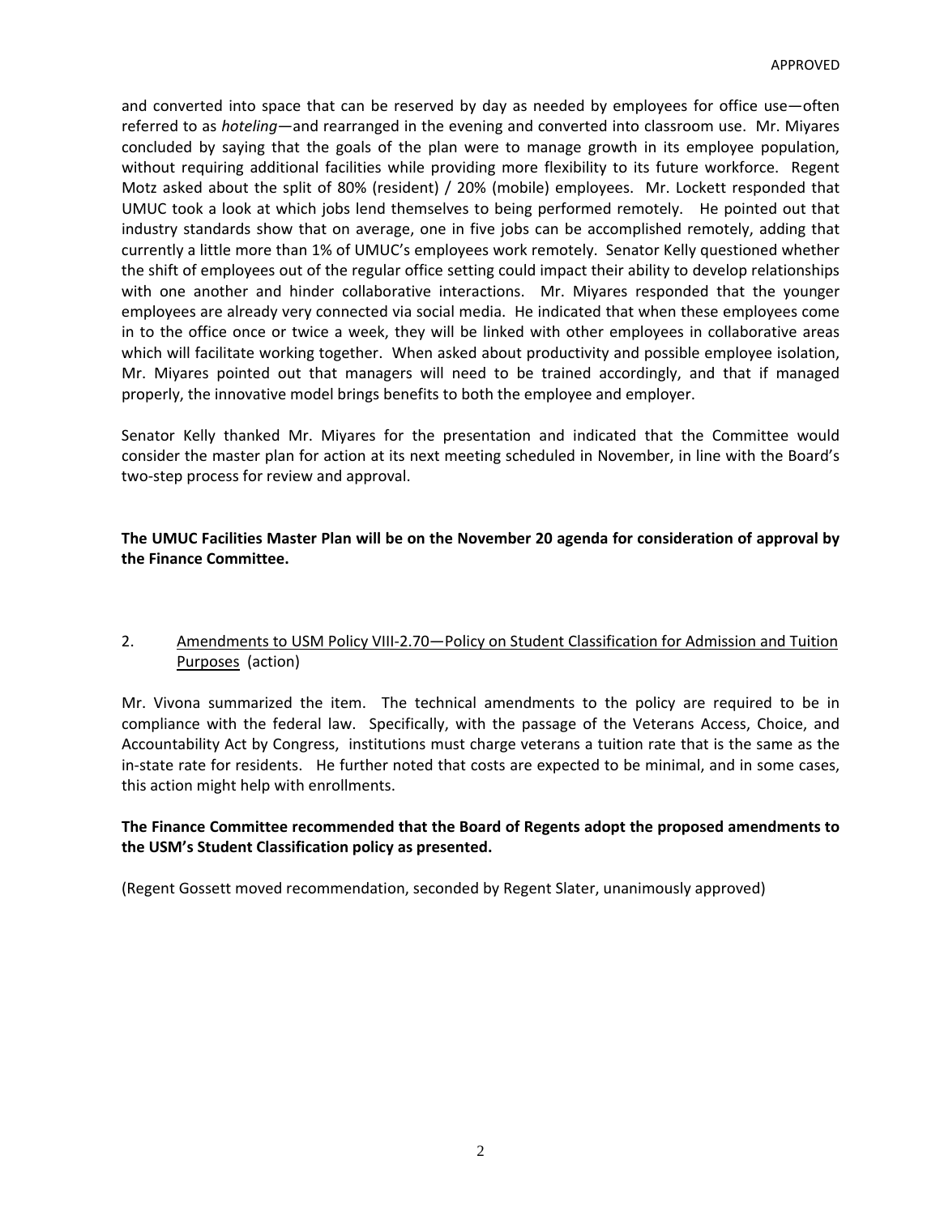and converted into space that can be reserved by day as needed by employees for office use—often referred to as *hoteling*—and rearranged in the evening and converted into classroom use. Mr. Miyares concluded by saying that the goals of the plan were to manage growth in its employee population, without requiring additional facilities while providing more flexibility to its future workforce. Regent Motz asked about the split of 80% (resident) / 20% (mobile) employees. Mr. Lockett responded that UMUC took a look at which jobs lend themselves to being performed remotely. He pointed out that industry standards show that on average, one in five jobs can be accomplished remotely, adding that currently a little more than 1% of UMUC's employees work remotely. Senator Kelly questioned whether the shift of employees out of the regular office setting could impact their ability to develop relationships with one another and hinder collaborative interactions. Mr. Miyares responded that the younger employees are already very connected via social media. He indicated that when these employees come in to the office once or twice a week, they will be linked with other employees in collaborative areas which will facilitate working together. When asked about productivity and possible employee isolation, Mr. Miyares pointed out that managers will need to be trained accordingly, and that if managed properly, the innovative model brings benefits to both the employee and employer.

Senator Kelly thanked Mr. Miyares for the presentation and indicated that the Committee would consider the master plan for action at its next meeting scheduled in November, in line with the Board's two-step process for review and approval.

**The UMUC Facilities Master Plan will be on the November 20 agenda for consideration of approval by the Finance Committee.**

2. Amendments to USM Policy VIII-2.70—Policy on Student Classification for Admission and Tuition Purposes (action)

Mr. Vivona summarized the item. The technical amendments to the policy are required to be in compliance with the federal law. Specifically, with the passage of the Veterans Access, Choice, and Accountability Act by Congress, institutions must charge veterans a tuition rate that is the same as the in-state rate for residents. He further noted that costs are expected to be minimal, and in some cases, this action might help with enrollments.

**The Finance Committee recommended that the Board of Regents adopt the proposed amendments to the USM's Student Classification policy as presented.**

(Regent Gossett moved recommendation, seconded by Regent Slater, unanimously approved)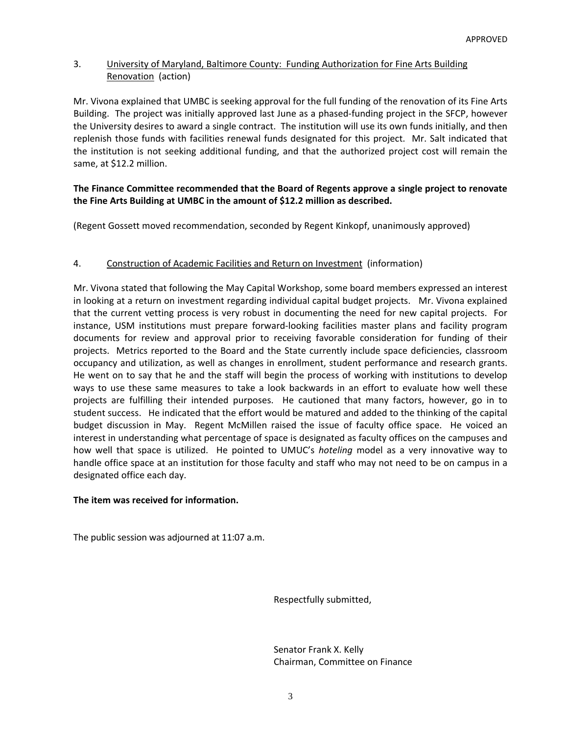APPROVED

3. <u>University of Maryland, Baltimore County: Funding Authorization for Fine Arts Building Renovation</u> (action)

Mr. Vivona explained that UMBC is seeking approval for the full funding of the renovation of its Fine Arts Building. The project was initially approved last June as a phased-funding project in the SFCP, however the University desires to award a single contract. The institution will use its own funds initially, and then replenish those funds with facilities renewal funds designated for this project. Mr. Salt indicated that the institution is not seeking additional funding, and that the authorized project cost will remain the same, at $12.2 million.

**The Finance Committee recommended that the Board of Regents approve a single project to renovate the Fine Arts Building at UMBC in the amount of $12.2 million as described.**

(Regent Gossett moved recommendation, seconded by Regent Kinkopf, unanimously approved)

4. <u>Construction of Academic Facilities and Return on Investment</u> (information)

Mr. Vivona stated that following the May Capital Workshop, some board members expressed an interest in looking at a return on investment regarding individual capital budget projects. Mr. Vivona explained that the current vetting process is very robust in documenting the need for new capital projects. For instance, USM institutions must prepare forward-looking facilities master plans and facility program documents for review and approval prior to receiving favorable consideration for funding of their projects. Metrics reported to the Board and the State currently include space deficiencies, classroom occupancy and utilization, as well as changes in enrollment, student performance and research grants. He went on to say that he and the staff will begin the process of working with institutions to develop ways to use these same measures to take a look backwards in an effort to evaluate how well these projects are fulfilling their intended purposes. He cautioned that many factors, however, go in to student success. He indicated that the effort would be matured and added to the thinking of the capital budget discussion in May. Regent McMillen raised the issue of faculty office space. He voiced an interest in understanding what percentage of space is designated as faculty offices on the campuses and how well that space is utilized. He pointed to UMUC's *hoteling* model as a very innovative way to handle office space at an institution for those faculty and staff who may not need to be on campus in a designated office each day.

**The item was received for information.**

The public session was adjourned at 11:07 a.m.

Respectfully submitted,

Senator Frank X. Kelly
Chairman, Committee on Finance